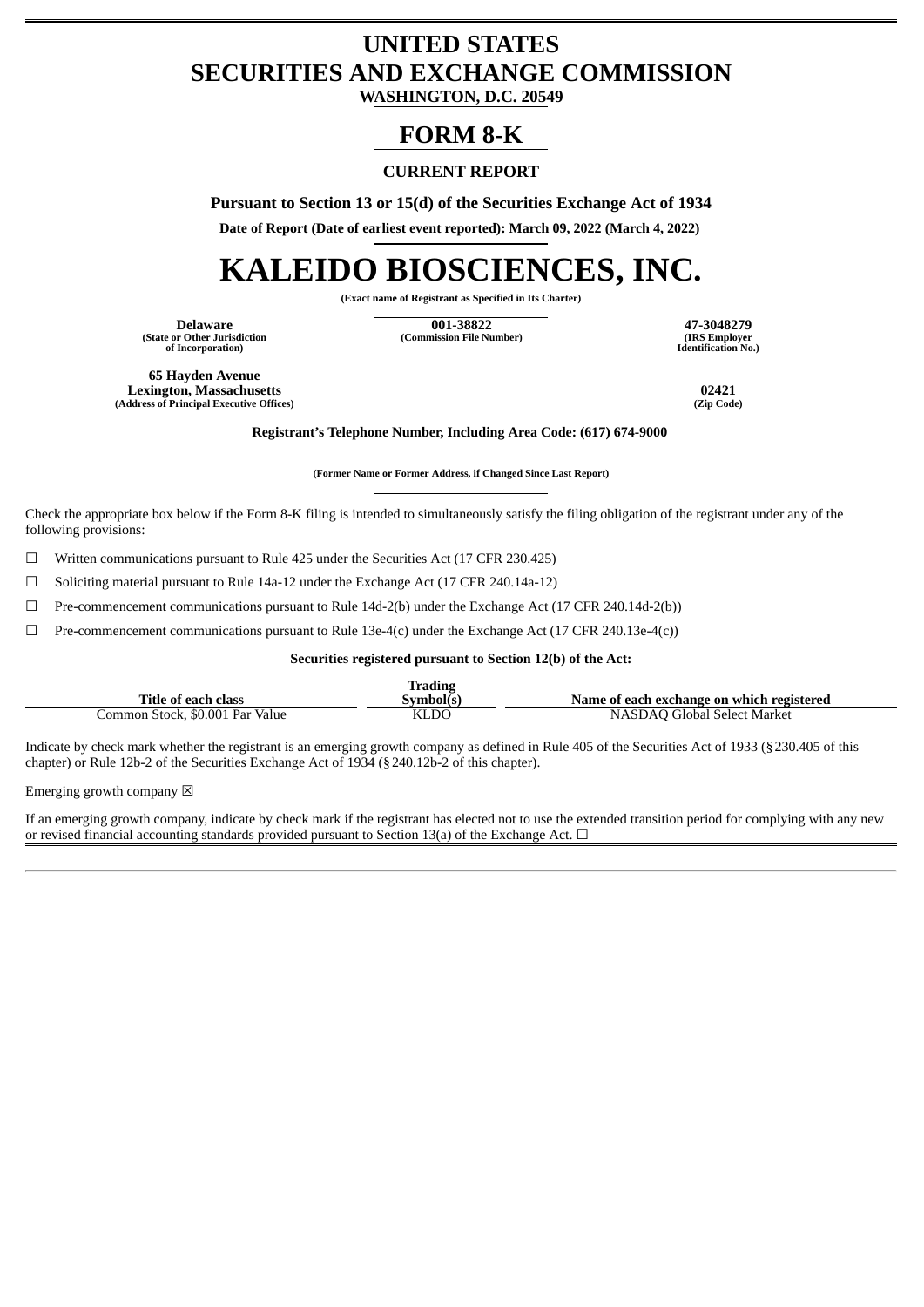# UNITED STATES
# SECURITIES AND EXCHANGE COMMISSION
**WASHINGTON, D.C. 20549**

## FORM 8-K

### CURRENT REPORT

**Pursuant to Section 13 or 15(d) of the Securities Exchange Act of 1934**

**Date of Report (Date of earliest event reported): March 09, 2022 (March 4, 2022)**

# KALEIDO BIOSCIENCES, INC.

**(Exact name of Registrant as Specified in Its Charter)**

| **Delaware** | **001-38822** | **47-3048279** |
|---|---|---|
| **(State or Other Jurisdiction of Incorporation)** | **(Commission File Number)** | **(IRS Employer Identification No.)** |

| **65 Hayden Avenue Lexington, Massachusetts** | **02421** |
|---|---|
| **(Address of Principal Executive Offices)** | **(Zip Code)** |

**Registrant's Telephone Number, Including Area Code: (617) 674-9000**

**(Former Name or Former Address, if Changed Since Last Report)**

Check the appropriate box below if the Form 8-K filing is intended to simultaneously satisfy the filing obligation of the registrant under any of the following provisions:

☐ Written communications pursuant to Rule 425 under the Securities Act (17 CFR 230.425)

☐ Soliciting material pursuant to Rule 14a-12 under the Exchange Act (17 CFR 240.14a-12)

☐ Pre-commencement communications pursuant to Rule 14d-2(b) under the Exchange Act (17 CFR 240.14d-2(b))

☐ Pre-commencement communications pursuant to Rule 13e-4(c) under the Exchange Act (17 CFR 240.13e-4(c))

**Securities registered pursuant to Section 12(b) of the Act:**

| Title of each class | Trading Symbol(s) | Name of each exchange on which registered |
|---|---|---|
| Common Stock, $0.001 Par Value | KLDO | NASDAQ Global Select Market |

Indicate by check mark whether the registrant is an emerging growth company as defined in Rule 405 of the Securities Act of 1933 (§230.405 of this chapter) or Rule 12b-2 of the Securities Exchange Act of 1934 (§240.12b-2 of this chapter).

Emerging growth company ☒

If an emerging growth company, indicate by check mark if the registrant has elected not to use the extended transition period for complying with any new or revised financial accounting standards provided pursuant to Section 13(a) of the Exchange Act. ☐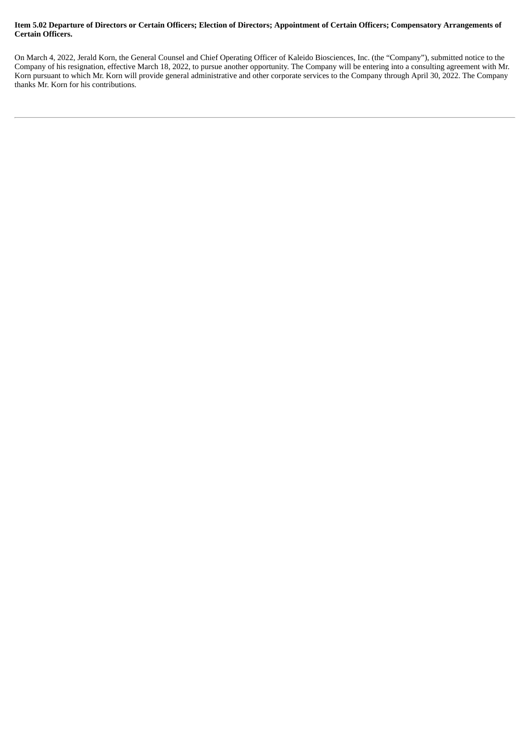**Item 5.02 Departure of Directors or Certain Officers; Election of Directors; Appointment of Certain Officers; Compensatory Arrangements of Certain Officers.**

On March 4, 2022, Jerald Korn, the General Counsel and Chief Operating Officer of Kaleido Biosciences, Inc. (the "Company"), submitted notice to the Company of his resignation, effective March 18, 2022, to pursue another opportunity. The Company will be entering into a consulting agreement with Mr. Korn pursuant to which Mr. Korn will provide general administrative and other corporate services to the Company through April 30, 2022. The Company thanks Mr. Korn for his contributions.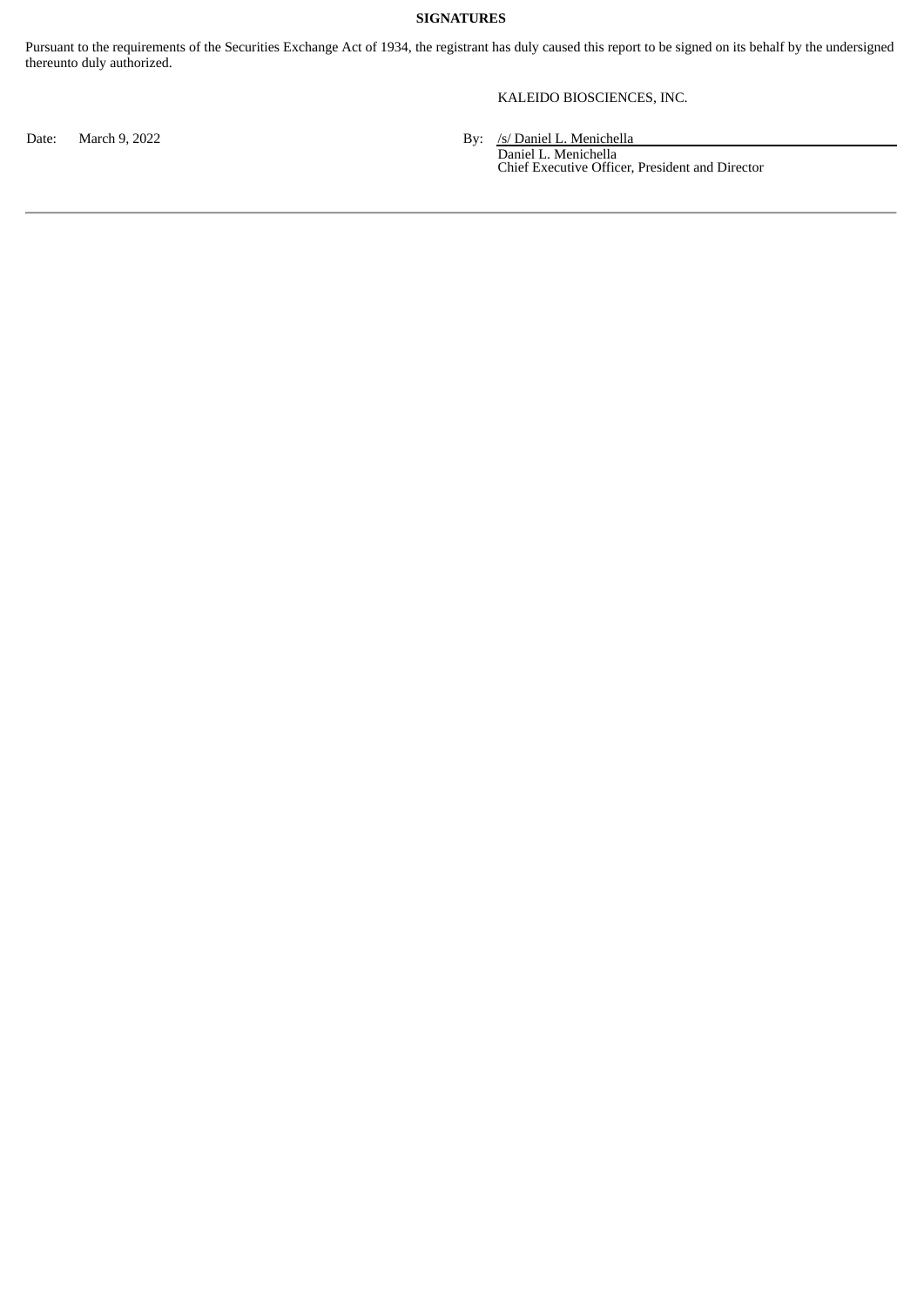**SIGNATURES**

Pursuant to the requirements of the Securities Exchange Act of 1934, the registrant has duly caused this report to be signed on its behalf by the undersigned thereunto duly authorized.

KALEIDO BIOSCIENCES, INC.

| | | | |
|---|---|---|---|
| Date: | March 9, 2022 | By: | /s/ Daniel L. Menichella |
| | | | Daniel L. Menichella |
| | | | Chief Executive Officer, President and Director |